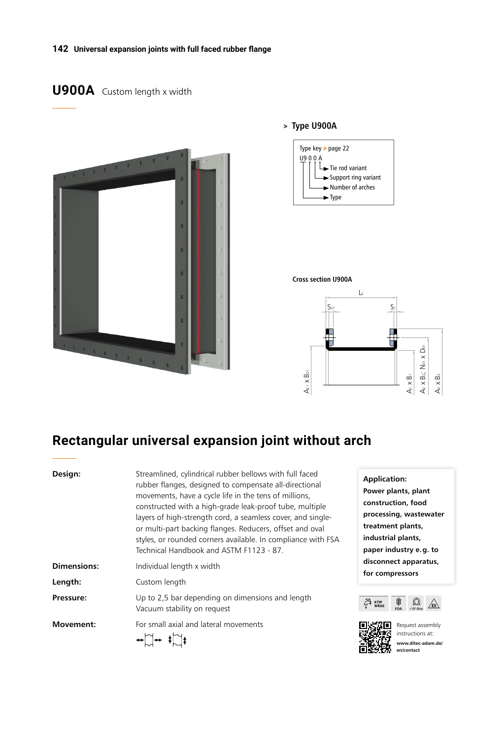# U900A Custom length x width

> **Type U900A**

Type key > page 22

U9 0 0 A
- Tie rod variant
- Support ring variant
- Number of arches
- Type

**Cross section U900A**

$L_E$, $S_{21}$, $S_1$, $A_{21} \times B_{21}$, $A_1 \times B_1$, $A_2 \times B_2$; $N_{01} \times D_{01}$, $A_3 \times B_3$

## Rectangular universal expansion joint without arch

**Design:** Streamlined, cylindrical rubber bellows with full faced rubber flanges, designed to compensate all-directional movements, have a cycle life in the tens of millions, constructed with a high-grade leak-proof tube, multiple layers of high-strength cord, a seamless cover, and single- or multi-part backing flanges. Reducers, offset and oval styles, or rounded corners available. In compliance with FSA Technical Handbook and ASTM F1123 - 87.

**Dimensions:** Individual length x width

**Length:** Custom length

**Pressure:** Up to 2,5 bar depending on dimensions and length
Vacuum stability on request

**Movement:** For small axial and lateral movements

**Application:**
**Power plants, plant construction, food processing, wastewater treatment plants, industrial plants, paper industry e.g. to disconnect apparatus, for compressors**

KTW WRAS | FDA | <10⁶ Ohm | EX

Request assembly instructions at:
**www.ditec-adam.de/en/contact**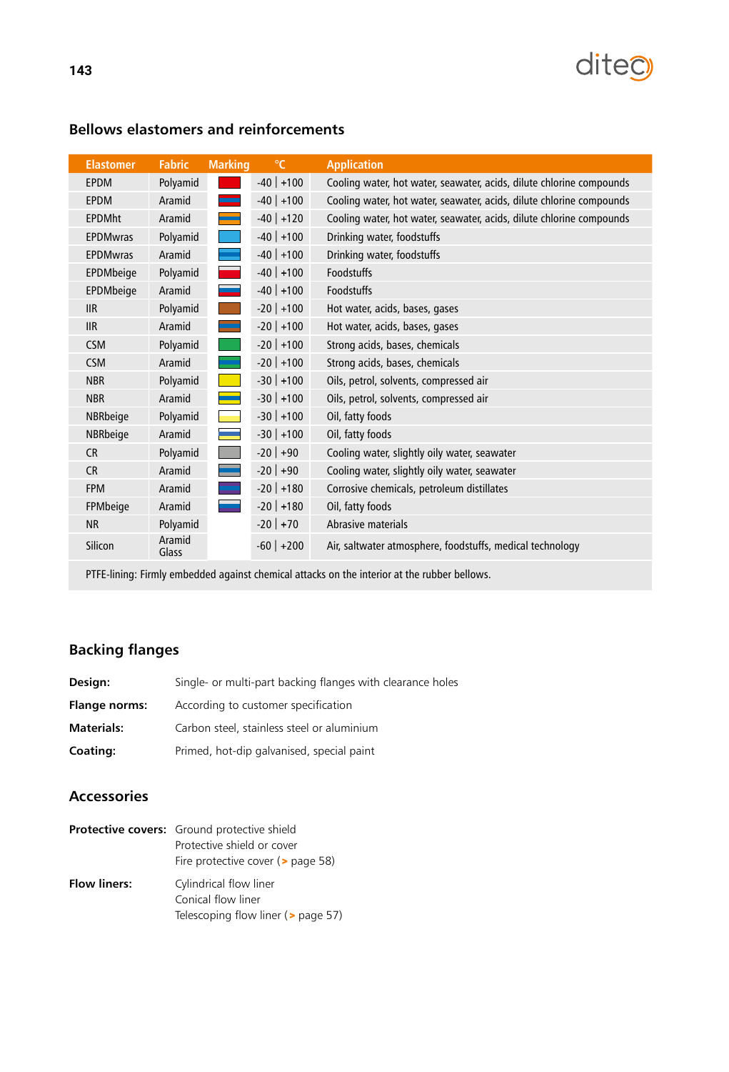## Bellows elastomers and reinforcements

| Elastomer | Fabric | Marking | °C | Application |
|---|---|---|---|---|
| EPDM | Polyamid | | -40 \| +100 | Cooling water, hot water, seawater, acids, dilute chlorine compounds |
| EPDM | Aramid | | -40 \| +100 | Cooling water, hot water, seawater, acids, dilute chlorine compounds |
| EPDMht | Aramid | | -40 \| +120 | Cooling water, hot water, seawater, acids, dilute chlorine compounds |
| EPDMwras | Polyamid | | -40 \| +100 | Drinking water, foodstuffs |
| EPDMwras | Aramid | | -40 \| +100 | Drinking water, foodstuffs |
| EPDMbeige | Polyamid | | -40 \| +100 | Foodstuffs |
| EPDMbeige | Aramid | | -40 \| +100 | Foodstuffs |
| IIR | Polyamid | | -20 \| +100 | Hot water, acids, bases, gases |
| IIR | Aramid | | -20 \| +100 | Hot water, acids, bases, gases |
| CSM | Polyamid | | -20 \| +100 | Strong acids, bases, chemicals |
| CSM | Aramid | | -20 \| +100 | Strong acids, bases, chemicals |
| NBR | Polyamid | | -30 \| +100 | Oils, petrol, solvents, compressed air |
| NBR | Aramid | | -30 \| +100 | Oils, petrol, solvents, compressed air |
| NBRbeige | Polyamid | | -30 \| +100 | Oil, fatty foods |
| NBRbeige | Aramid | | -30 \| +100 | Oil, fatty foods |
| CR | Polyamid | | -20 \| +90 | Cooling water, slightly oily water, seawater |
| CR | Aramid | | -20 \| +90 | Cooling water, slightly oily water, seawater |
| FPM | Aramid | | -20 \| +180 | Corrosive chemicals, petroleum distillates |
| FPMbeige | Aramid | | -20 \| +180 | Oil, fatty foods |
| NR | Polyamid | | -20 \| +70 | Abrasive materials |
| Silicon | Aramid Glass | | -60 \| +200 | Air, saltwater atmosphere, foodstuffs, medical technology |
| PTFE-lining: Firmly embedded against chemical attacks on the interior at the rubber bellows. | | | | |

## Backing flanges

**Design:** Single- or multi-part backing flanges with clearance holes

**Flange norms:** According to customer specification

**Materials:** Carbon steel, stainless steel or aluminium

**Coating:** Primed, hot-dip galvanised, special paint

## Accessories

**Protective covers:** Ground protective shield
Protective shield or cover
Fire protective cover (> page 58)

**Flow liners:** Cylindrical flow liner
Conical flow liner
Telescoping flow liner (> page 57)